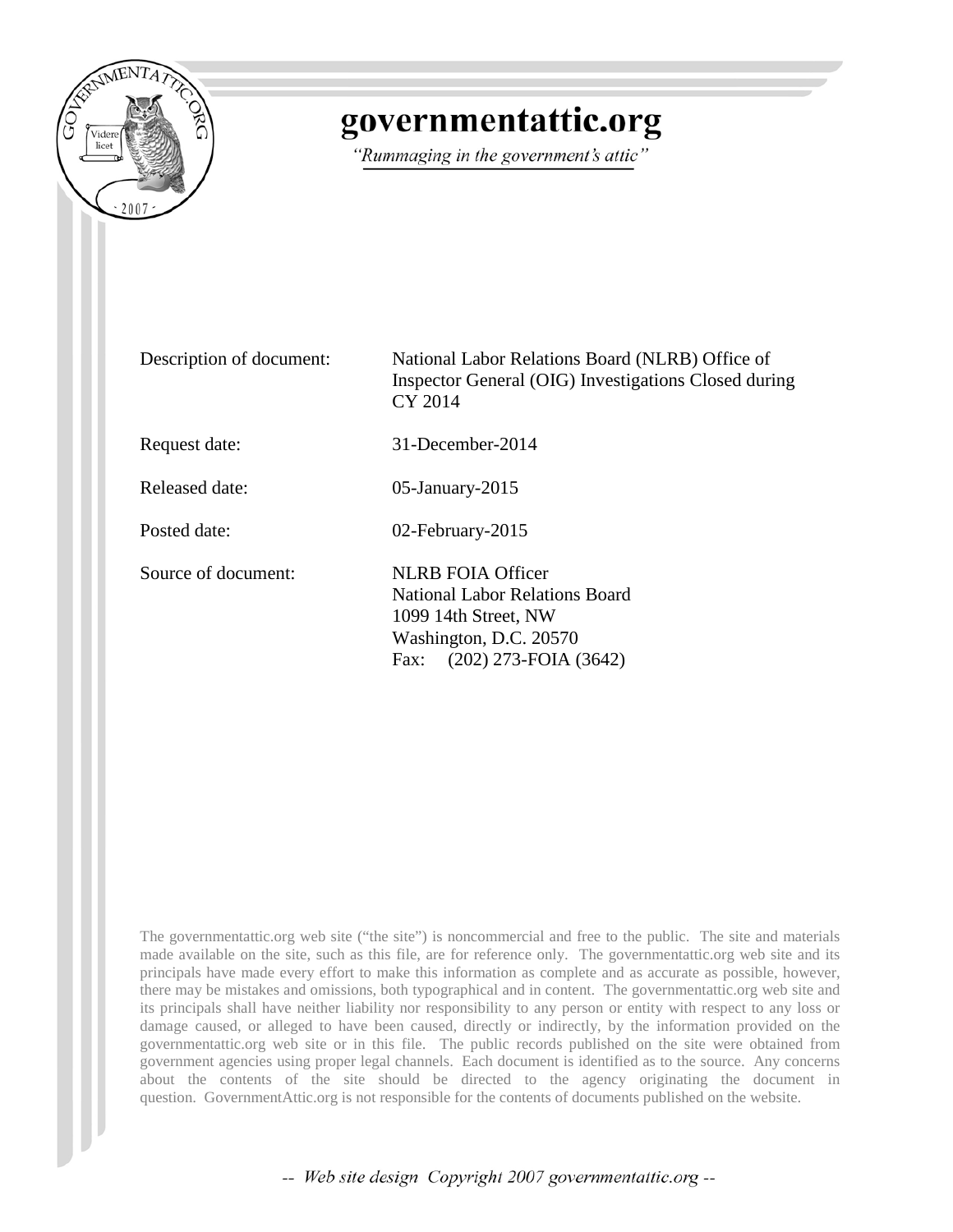# governmentattic.org

*"Rummaging in the government's attic"*

| | |
|---|---|
| Description of document: | National Labor Relations Board (NLRB) Office of Inspector General (OIG) Investigations Closed during CY 2014 |
| Request date: | 31-December-2014 |
| Released date: | 05-January-2015 |
| Posted date: | 02-February-2015 |
| Source of document: | NLRB FOIA Officer<br>National Labor Relations Board<br>1099 14th Street, NW<br>Washington, D.C. 20570<br>Fax: (202) 273-FOIA (3642) |

The governmentattic.org web site ("the site") is noncommercial and free to the public. The site and materials made available on the site, such as this file, are for reference only. The governmentattic.org web site and its principals have made every effort to make this information as complete and as accurate as possible, however, there may be mistakes and omissions, both typographical and in content. The governmentattic.org web site and its principals shall have neither liability nor responsibility to any person or entity with respect to any loss or damage caused, or alleged to have been caused, directly or indirectly, by the information provided on the governmentattic.org web site or in this file. The public records published on the site were obtained from government agencies using proper legal channels. Each document is identified as to the source. Any concerns about the contents of the site should be directed to the agency originating the document in question. GovernmentAttic.org is not responsible for the contents of documents published on the website.

*-- Web site design Copyright 2007 governmentattic.org --*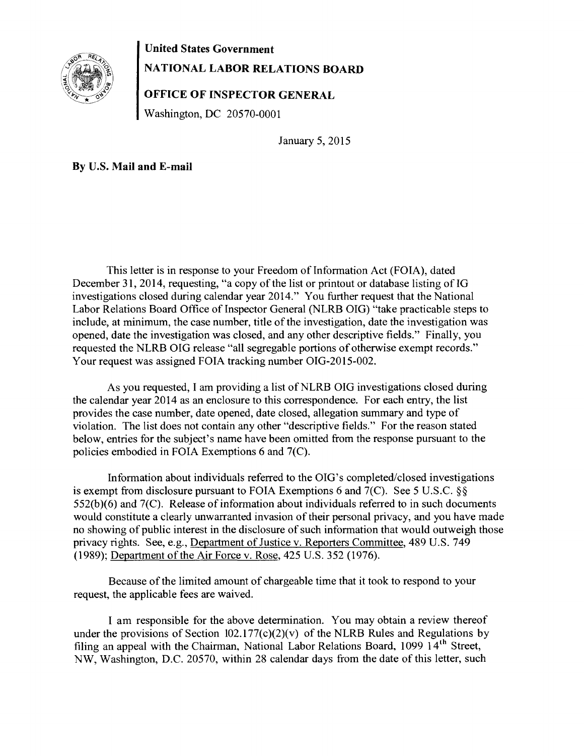**United States Government**

**NATIONAL LABOR RELATIONS BOARD**

**OFFICE OF INSPECTOR GENERAL**

Washington, DC 20570-0001

January 5, 2015

**By U.S. Mail and E-mail**

This letter is in response to your Freedom of Information Act (FOIA), dated December 31, 2014, requesting, "a copy of the list or printout or database listing of IG investigations closed during calendar year 2014." You further request that the National Labor Relations Board Office of Inspector General (NLRB OIG) "take practicable steps to include, at minimum, the case number, title of the investigation, date the investigation was opened, date the investigation was closed, and any other descriptive fields." Finally, you requested the NLRB OIG release "all segregable portions of otherwise exempt records." Your request was assigned FOIA tracking number OIG-2015-002.

As you requested, I am providing a list of NLRB OIG investigations closed during the calendar year 2014 as an enclosure to this correspondence. For each entry, the list provides the case number, date opened, date closed, allegation summary and type of violation. The list does not contain any other "descriptive fields." For the reason stated below, entries for the subject's name have been omitted from the response pursuant to the policies embodied in FOIA Exemptions 6 and 7(C).

Information about individuals referred to the OIG's completed/closed investigations is exempt from disclosure pursuant to FOIA Exemptions 6 and 7(C). See 5 U.S.C. §§ 552(b)(6) and 7(C). Release of information about individuals referred to in such documents would constitute a clearly unwarranted invasion of their personal privacy, and you have made no showing of public interest in the disclosure of such information that would outweigh those privacy rights. See, e.g., Department of Justice v. Reporters Committee, 489 U.S. 749 (1989); Department of the Air Force v. Rose, 425 U.S. 352 (1976).

Because of the limited amount of chargeable time that it took to respond to your request, the applicable fees are waived.

I am responsible for the above determination. You may obtain a review thereof under the provisions of Section 102.177(c)(2)(v) of the NLRB Rules and Regulations by filing an appeal with the Chairman, National Labor Relations Board, 1099 14th Street, NW, Washington, D.C. 20570, within 28 calendar days from the date of this letter, such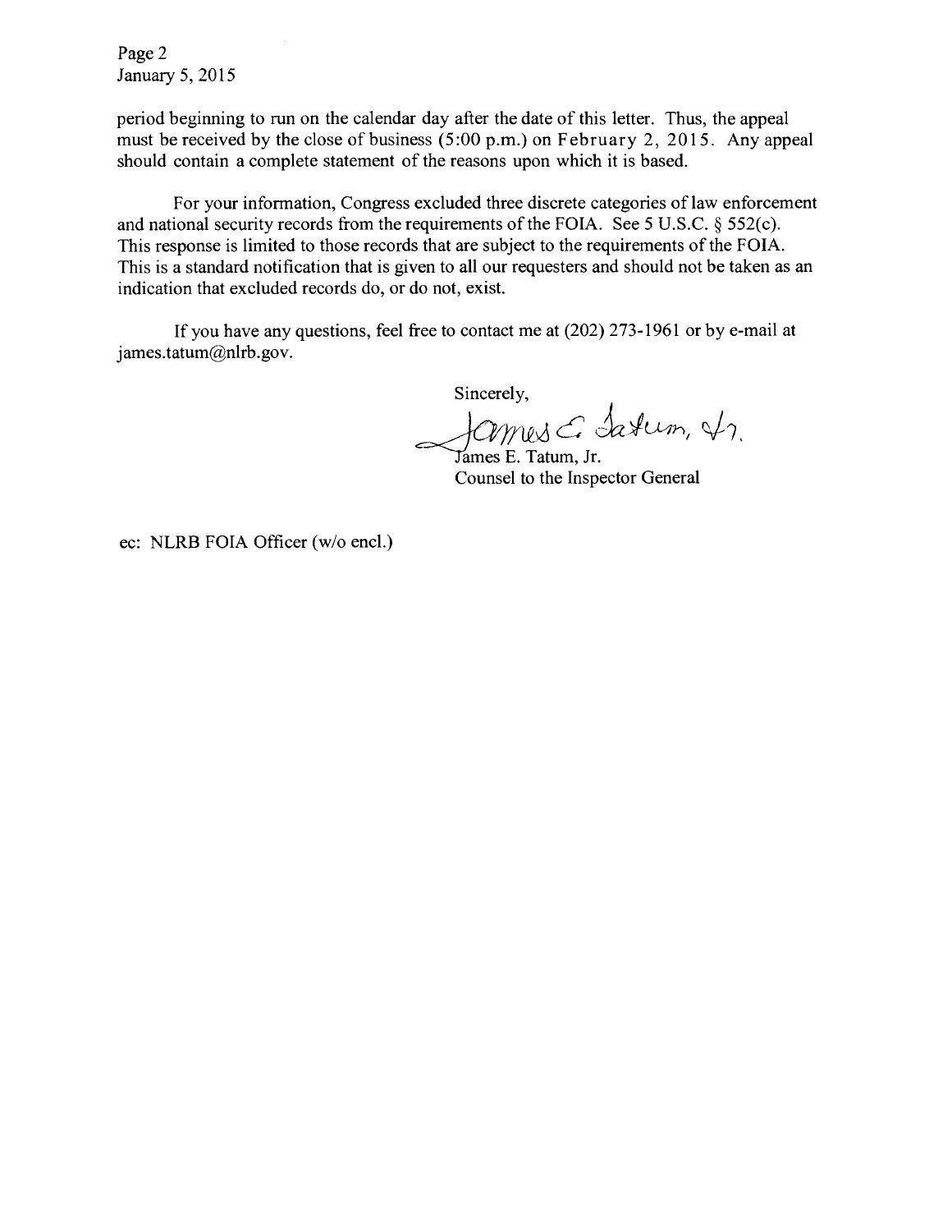period beginning to run on the calendar day after the date of this letter. Thus, the appeal must be received by the close of business (5:00 p.m.) on February 2, 2015. Any appeal should contain a complete statement of the reasons upon which it is based.

For your information, Congress excluded three discrete categories of law enforcement and national security records from the requirements of the FOIA. See 5 U.S.C. § 552(c). This response is limited to those records that are subject to the requirements of the FOIA. This is a standard notification that is given to all our requesters and should not be taken as an indication that excluded records do, or do not, exist.

If you have any questions, feel free to contact me at (202) 273-1961 or by e-mail at james.tatum@nlrb.gov.

Sincerely,

James E. Tatum, Jr.

James E. Tatum, Jr.
Counsel to the Inspector General

ec: NLRB FOIA Officer (w/o encl.)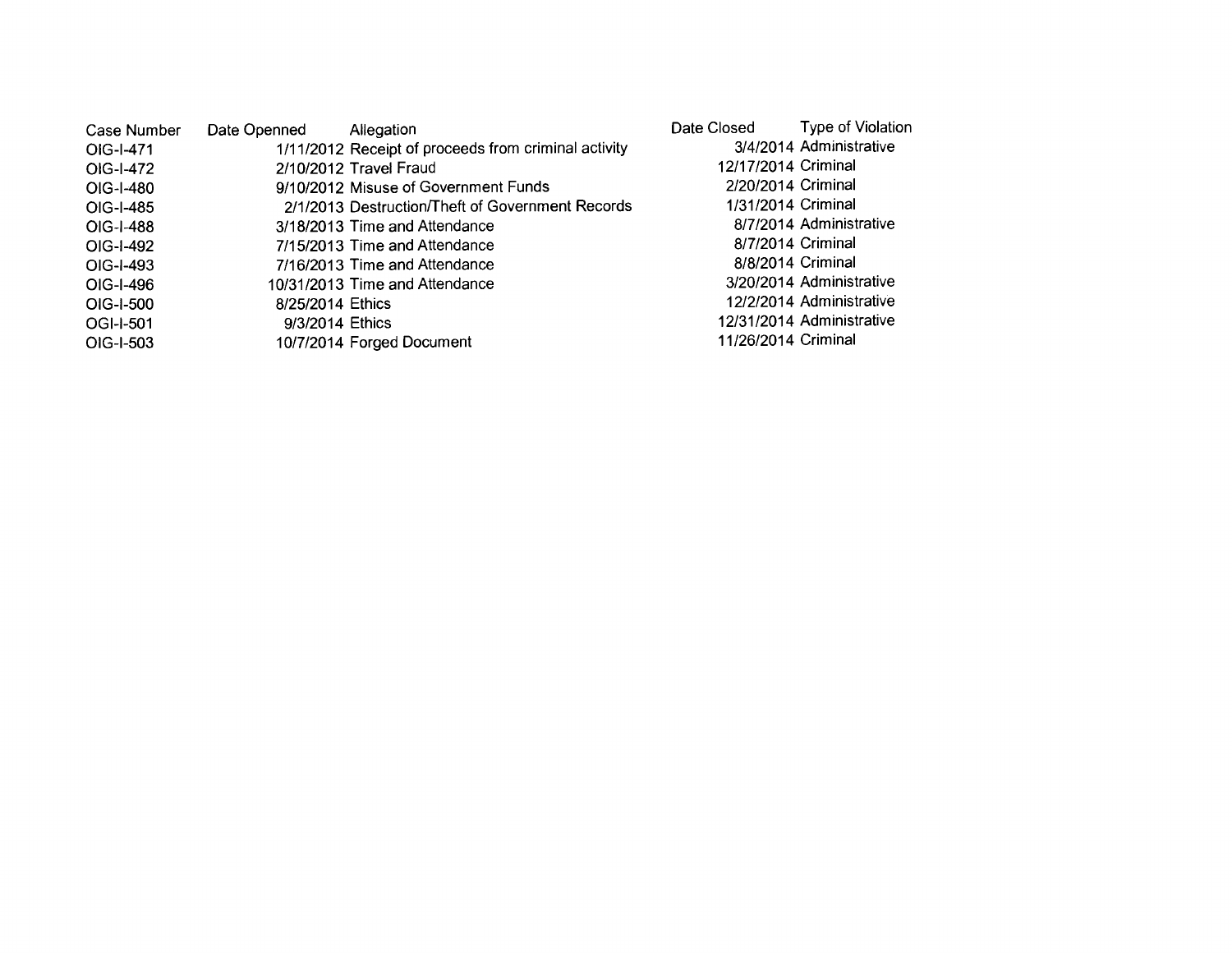| Case Number | Date Openned | Allegation | Date Closed | Type of Violation |
| --- | --- | --- | --- | --- |
| OIG-I-471 | 1/11/2012 | Receipt of proceeds from criminal activity | 3/4/2014 | Administrative |
| OIG-I-472 | 2/10/2012 | Travel Fraud | 12/17/2014 | Criminal |
| OIG-I-480 | 9/10/2012 | Misuse of Government Funds | 2/20/2014 | Criminal |
| OIG-I-485 | 2/1/2013 | Destruction/Theft of Government Records | 1/31/2014 | Criminal |
| OIG-I-488 | 3/18/2013 | Time and Attendance | 8/7/2014 | Administrative |
| OIG-I-492 | 7/15/2013 | Time and Attendance | 8/7/2014 | Criminal |
| OIG-I-493 | 7/16/2013 | Time and Attendance | 8/8/2014 | Criminal |
| OIG-I-496 | 10/31/2013 | Time and Attendance | 3/20/2014 | Administrative |
| OIG-I-500 | 8/25/2014 | Ethics | 12/2/2014 | Administrative |
| OGI-I-501 | 9/3/2014 | Ethics | 12/31/2014 | Administrative |
| OIG-I-503 | 10/7/2014 | Forged Document | 11/26/2014 | Criminal |